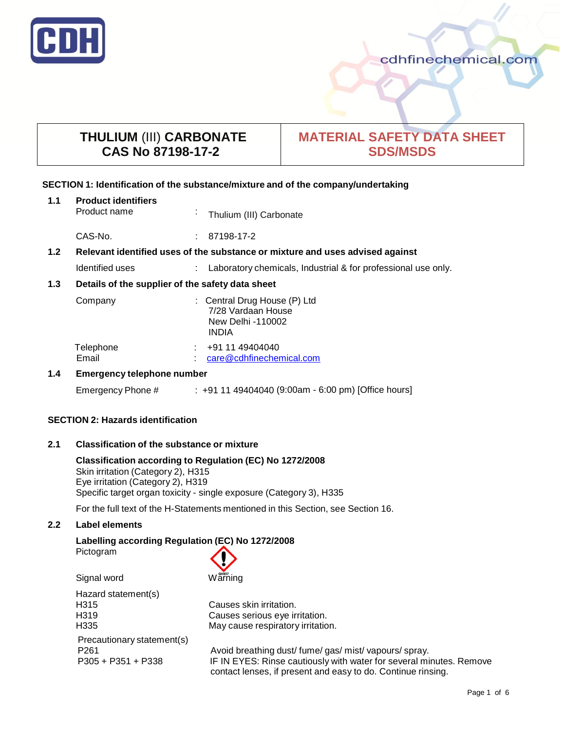# THULIUM (III) CARBONATE
# CAS No 87198-17-2

# MATERIAL SAFETY DATA SHEET SDS/MSDS

## SECTION 1: Identification of the substance/mixture and of the company/undertaking

### 1.1 Product identifiers

Product name : Thulium (III) Carbonate

CAS-No. : 87198-17-2

### 1.2 Relevant identified uses of the substance or mixture and uses advised against

Identified uses : Laboratory chemicals, Industrial & for professional use only.

### 1.3 Details of the supplier of the safety data sheet

Company : Central Drug House (P) Ltd
7/28 Vardaan House
New Delhi -110002
INDIA

Telephone : +91 11 49404040
Email : care@cdhfinechemical.com

### 1.4 Emergency telephone number

Emergency Phone # : +91 11 49404040 (9:00am - 6:00 pm) [Office hours]

## SECTION 2: Hazards identification

### 2.1 Classification of the substance or mixture

**Classification according to Regulation (EC) No 1272/2008**

Skin irritation (Category 2), H315
Eye irritation (Category 2), H319
Specific target organ toxicity - single exposure (Category 3), H335

For the full text of the H-Statements mentioned in this Section, see Section 16.

### 2.2 Label elements

**Labelling according Regulation (EC) No 1272/2008**

Pictogram

Signal word Warning

Hazard statement(s)

H315 Causes skin irritation.
H319 Causes serious eye irritation.
H335 May cause respiratory irritation.

Precautionary statement(s)

P261 Avoid breathing dust/ fume/ gas/ mist/ vapours/ spray.
P305 + P351 + P338 IF IN EYES: Rinse cautiously with water for several minutes. Remove contact lenses, if present and easy to do. Continue rinsing.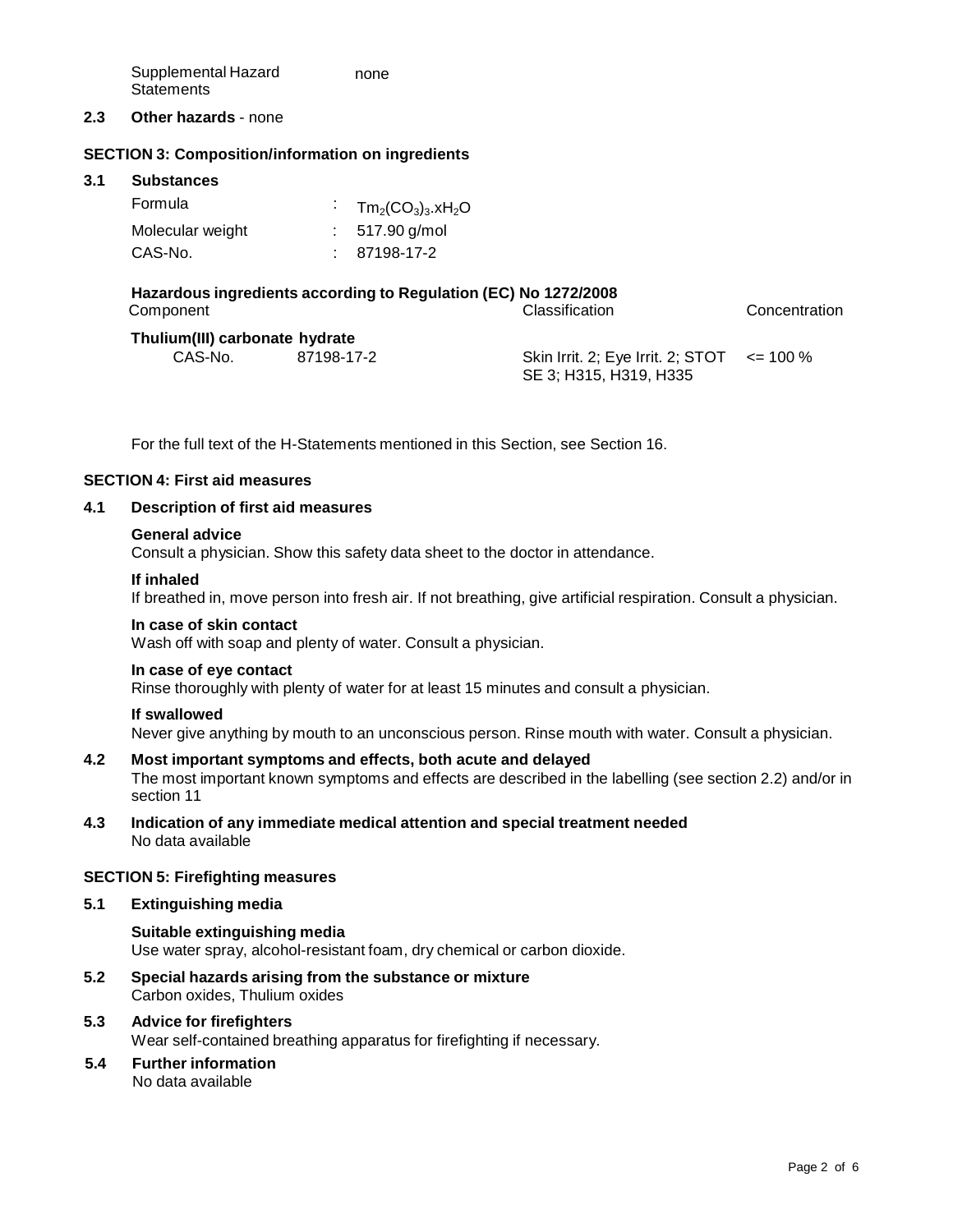Supplemental Hazard Statements: none

**2.3 Other hazards** - none

## SECTION 3: Composition/information on ingredients

### 3.1 Substances

| | | |
|---|---|---|
| Formula | : | $Tm_2(CO_3)_3.xH_2O$ |
| Molecular weight | : | 517.90 g/mol |
| CAS-No. | : | 87198-17-2 |

**Hazardous ingredients according to Regulation (EC) No 1272/2008**

| Component | | Classification | Concentration |
|---|---|---|---|
| **Thulium(III) carbonate hydrate** | | | |
| CAS-No. | 87198-17-2 | Skin Irrit. 2; Eye Irrit. 2; STOT SE 3; H315, H319, H335 | <= 100 % |

For the full text of the H-Statements mentioned in this Section, see Section 16.

## SECTION 4: First aid measures

### 4.1 Description of first aid measures

**General advice**
Consult a physician. Show this safety data sheet to the doctor in attendance.

**If inhaled**
If breathed in, move person into fresh air. If not breathing, give artificial respiration. Consult a physician.

**In case of skin contact**
Wash off with soap and plenty of water. Consult a physician.

**In case of eye contact**
Rinse thoroughly with plenty of water for at least 15 minutes and consult a physician.

**If swallowed**
Never give anything by mouth to an unconscious person. Rinse mouth with water. Consult a physician.

### 4.2 Most important symptoms and effects, both acute and delayed

The most important known symptoms and effects are described in the labelling (see section 2.2) and/or in section 11

### 4.3 Indication of any immediate medical attention and special treatment needed

No data available

## SECTION 5: Firefighting measures

### 5.1 Extinguishing media

**Suitable extinguishing media**
Use water spray, alcohol-resistant foam, dry chemical or carbon dioxide.

### 5.2 Special hazards arising from the substance or mixture

Carbon oxides, Thulium oxides

### 5.3 Advice for firefighters

Wear self-contained breathing apparatus for firefighting if necessary.

### 5.4 Further information

No data available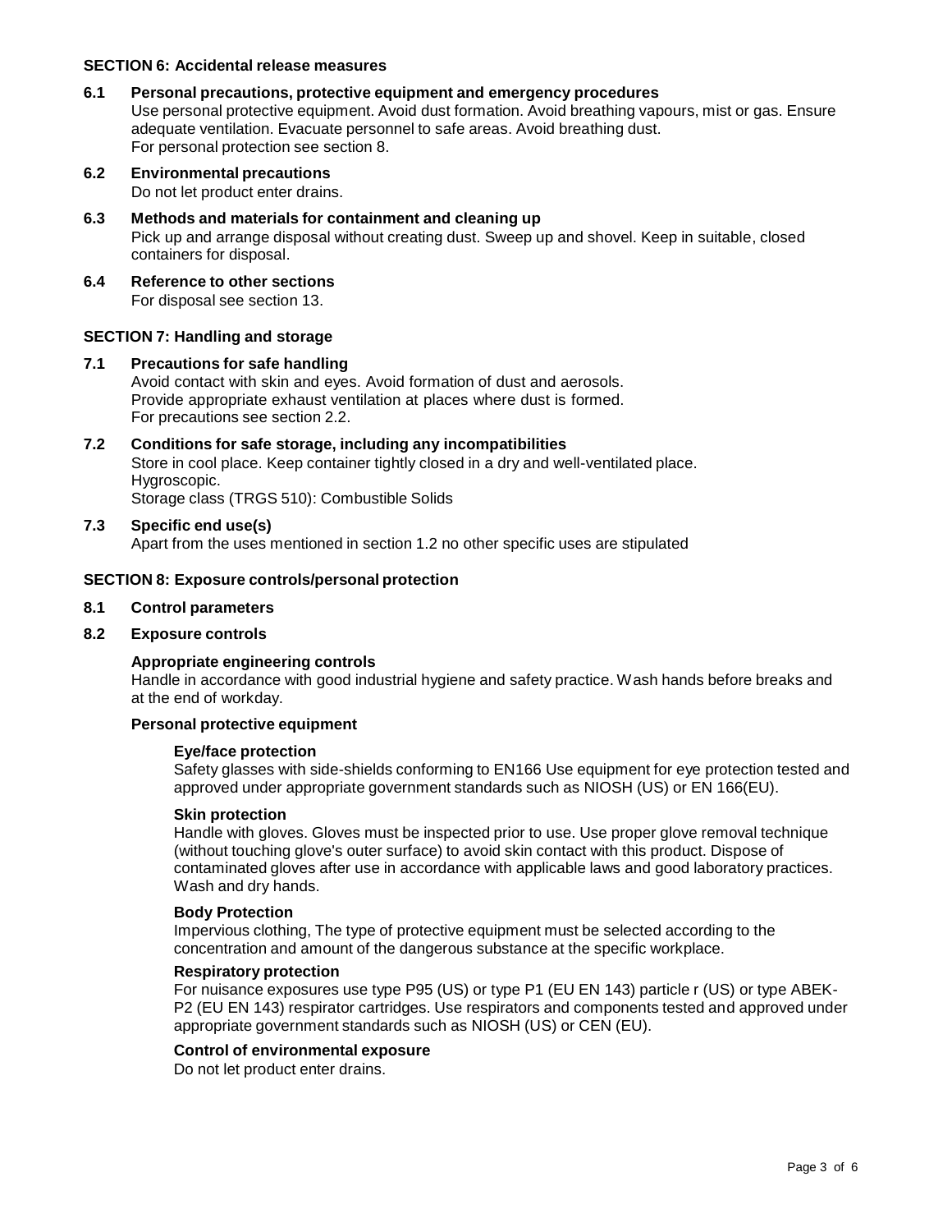## SECTION 6: Accidental release measures

### 6.1 Personal precautions, protective equipment and emergency procedures

Use personal protective equipment. Avoid dust formation. Avoid breathing vapours, mist or gas. Ensure adequate ventilation. Evacuate personnel to safe areas. Avoid breathing dust.
For personal protection see section 8.

### 6.2 Environmental precautions

Do not let product enter drains.

### 6.3 Methods and materials for containment and cleaning up

Pick up and arrange disposal without creating dust. Sweep up and shovel. Keep in suitable, closed containers for disposal.

### 6.4 Reference to other sections

For disposal see section 13.

## SECTION 7: Handling and storage

### 7.1 Precautions for safe handling

Avoid contact with skin and eyes. Avoid formation of dust and aerosols.
Provide appropriate exhaust ventilation at places where dust is formed.
For precautions see section 2.2.

### 7.2 Conditions for safe storage, including any incompatibilities

Store in cool place. Keep container tightly closed in a dry and well-ventilated place.
Hygroscopic.
Storage class (TRGS 510): Combustible Solids

### 7.3 Specific end use(s)

Apart from the uses mentioned in section 1.2 no other specific uses are stipulated

## SECTION 8: Exposure controls/personal protection

### 8.1 Control parameters

### 8.2 Exposure controls

**Appropriate engineering controls**

Handle in accordance with good industrial hygiene and safety practice. Wash hands before breaks and at the end of workday.

**Personal protective equipment**

**Eye/face protection**

Safety glasses with side-shields conforming to EN166 Use equipment for eye protection tested and approved under appropriate government standards such as NIOSH (US) or EN 166(EU).

**Skin protection**

Handle with gloves. Gloves must be inspected prior to use. Use proper glove removal technique (without touching glove's outer surface) to avoid skin contact with this product. Dispose of contaminated gloves after use in accordance with applicable laws and good laboratory practices. Wash and dry hands.

**Body Protection**

Impervious clothing, The type of protective equipment must be selected according to the concentration and amount of the dangerous substance at the specific workplace.

**Respiratory protection**

For nuisance exposures use type P95 (US) or type P1 (EU EN 143) particle r (US) or type ABEK-P2 (EU EN 143) respirator cartridges. Use respirators and components tested and approved under appropriate government standards such as NIOSH (US) or CEN (EU).

**Control of environmental exposure**

Do not let product enter drains.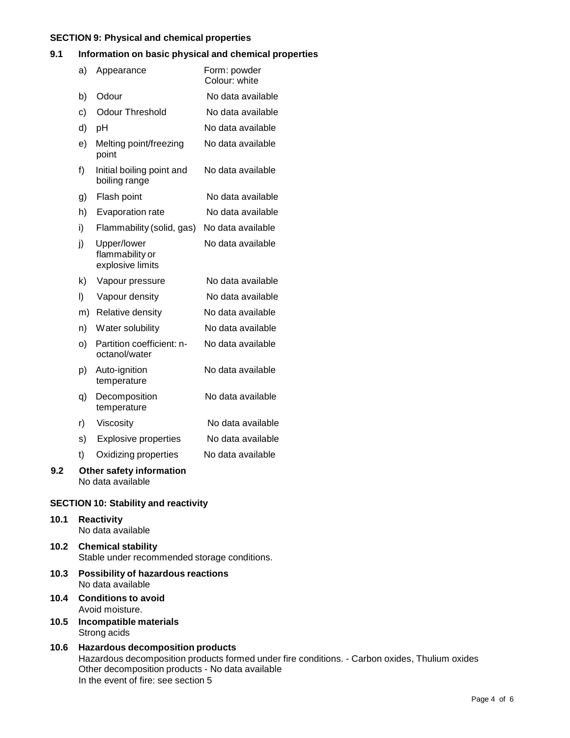## SECTION 9: Physical and chemical properties

### 9.1 Information on basic physical and chemical properties

| | | |
|---|---|---|
| a) | Appearance | Form: powder<br>Colour: white |
| b) | Odour | No data available |
| c) | Odour Threshold | No data available |
| d) | pH | No data available |
| e) | Melting point/freezing point | No data available |
| f) | Initial boiling point and boiling range | No data available |
| g) | Flash point | No data available |
| h) | Evaporation rate | No data available |
| i) | Flammability (solid, gas) | No data available |
| j) | Upper/lower flammability or explosive limits | No data available |
| k) | Vapour pressure | No data available |
| l) | Vapour density | No data available |
| m) | Relative density | No data available |
| n) | Water solubility | No data available |
| o) | Partition coefficient: n-octanol/water | No data available |
| p) | Auto-ignition temperature | No data available |
| q) | Decomposition temperature | No data available |
| r) | Viscosity | No data available |
| s) | Explosive properties | No data available |
| t) | Oxidizing properties | No data available |

### 9.2 Other safety information

No data available

## SECTION 10: Stability and reactivity

### 10.1 Reactivity

No data available

### 10.2 Chemical stability

Stable under recommended storage conditions.

### 10.3 Possibility of hazardous reactions

No data available

### 10.4 Conditions to avoid

Avoid moisture.

### 10.5 Incompatible materials

Strong acids

### 10.6 Hazardous decomposition products

Hazardous decomposition products formed under fire conditions. - Carbon oxides, Thulium oxides
Other decomposition products - No data available
In the event of fire: see section 5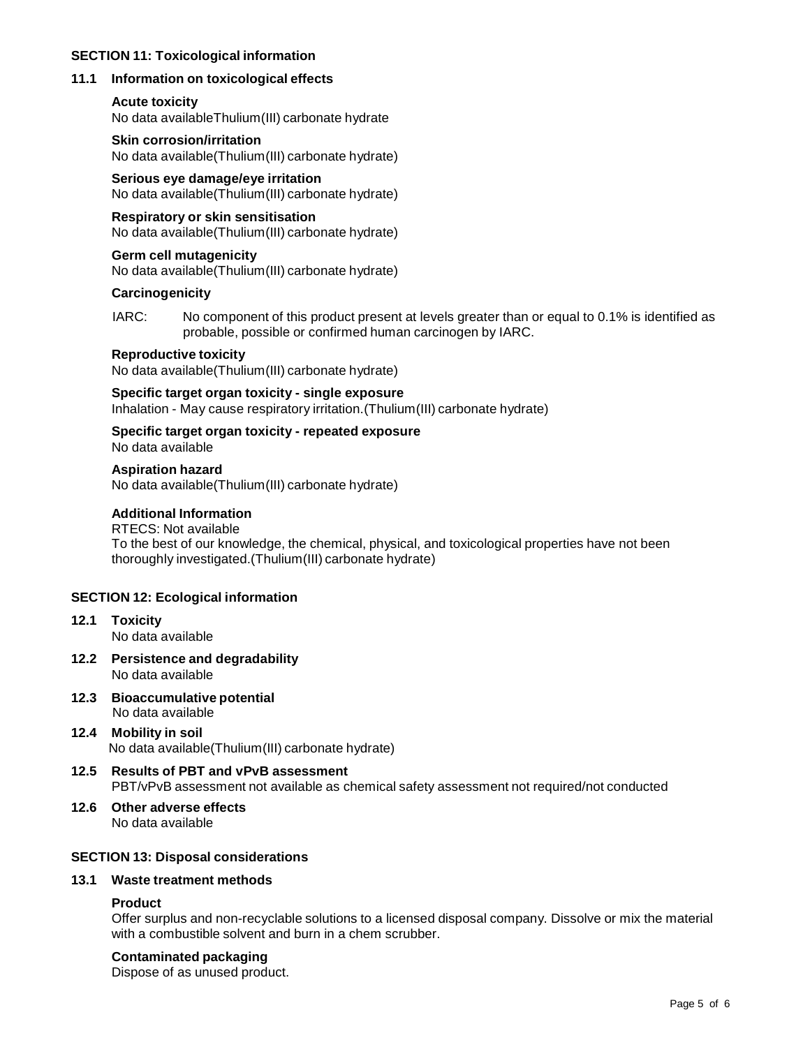## SECTION 11: Toxicological information

### 11.1 Information on toxicological effects

**Acute toxicity**
No data availableThulium(III) carbonate hydrate

**Skin corrosion/irritation**
No data available(Thulium(III) carbonate hydrate)

**Serious eye damage/eye irritation**
No data available(Thulium(III) carbonate hydrate)

**Respiratory or skin sensitisation**
No data available(Thulium(III) carbonate hydrate)

**Germ cell mutagenicity**
No data available(Thulium(III) carbonate hydrate)

**Carcinogenicity**

IARC: No component of this product present at levels greater than or equal to 0.1% is identified as probable, possible or confirmed human carcinogen by IARC.

**Reproductive toxicity**
No data available(Thulium(III) carbonate hydrate)

**Specific target organ toxicity - single exposure**
Inhalation - May cause respiratory irritation.(Thulium(III) carbonate hydrate)

**Specific target organ toxicity - repeated exposure**
No data available

**Aspiration hazard**
No data available(Thulium(III) carbonate hydrate)

**Additional Information**
RTECS: Not available
To the best of our knowledge, the chemical, physical, and toxicological properties have not been thoroughly investigated.(Thulium(III) carbonate hydrate)

## SECTION 12: Ecological information

### 12.1 Toxicity
No data available

### 12.2 Persistence and degradability
No data available

### 12.3 Bioaccumulative potential
No data available

### 12.4 Mobility in soil
No data available(Thulium(III) carbonate hydrate)

### 12.5 Results of PBT and vPvB assessment
PBT/vPvB assessment not available as chemical safety assessment not required/not conducted

### 12.6 Other adverse effects
No data available

## SECTION 13: Disposal considerations

### 13.1 Waste treatment methods

**Product**
Offer surplus and non-recyclable solutions to a licensed disposal company. Dissolve or mix the material with a combustible solvent and burn in a chem scrubber.

**Contaminated packaging**
Dispose of as unused product.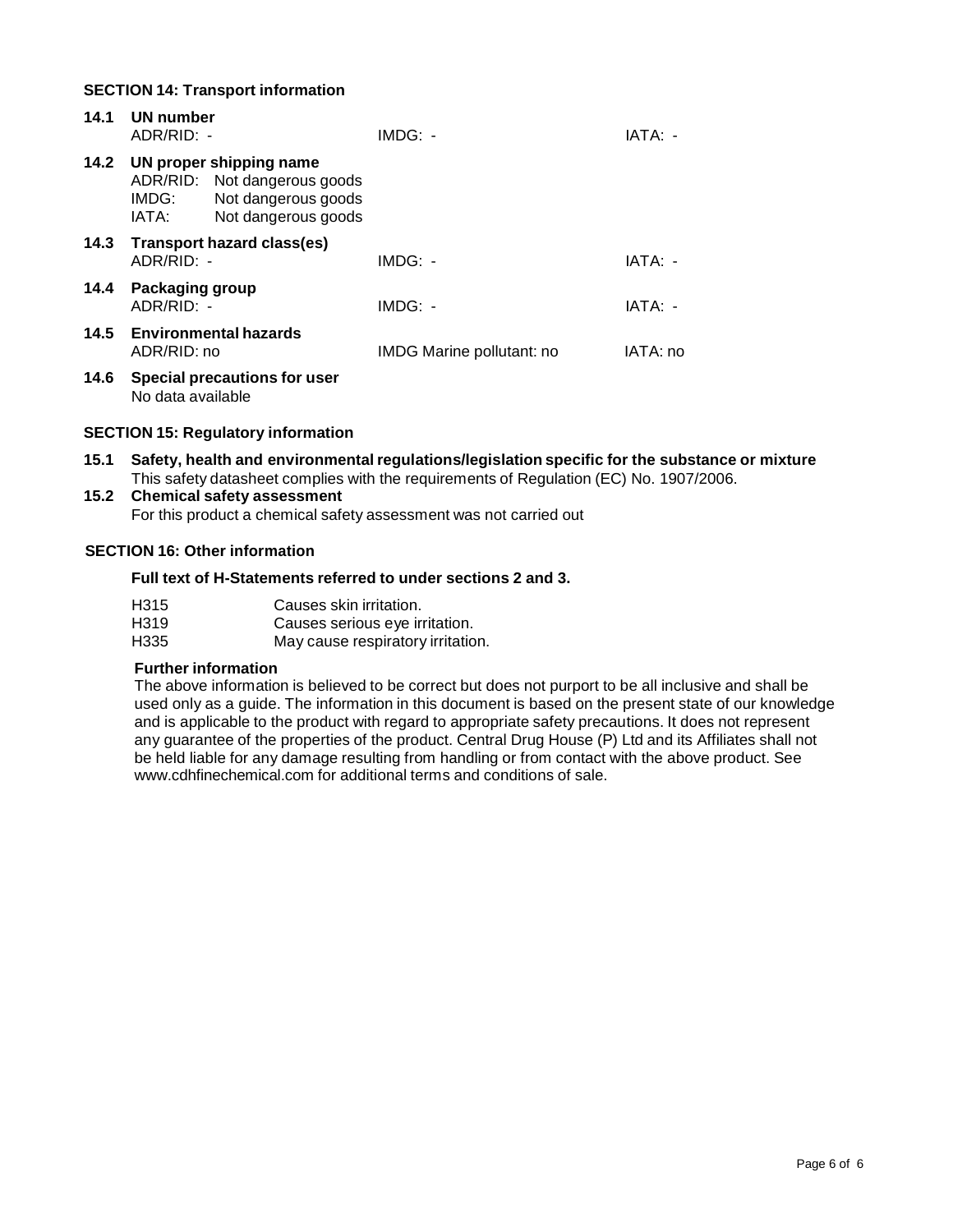## SECTION 14: Transport information

**14.1 UN number**

| | | |
|---|---|---|
| ADR/RID: - | IMDG: - | IATA: - |

**14.2 UN proper shipping name**

ADR/RID: Not dangerous goods
IMDG: Not dangerous goods
IATA: Not dangerous goods

**14.3 Transport hazard class(es)**

| | | |
|---|---|---|
| ADR/RID: - | IMDG: - | IATA: - |

**14.4 Packaging group**

| | | |
|---|---|---|
| ADR/RID: - | IMDG: - | IATA: - |

**14.5 Environmental hazards**

| | | |
|---|---|---|
| ADR/RID: no | IMDG Marine pollutant: no | IATA: no |

**14.6 Special precautions for user**

No data available

## SECTION 15: Regulatory information

**15.1 Safety, health and environmental regulations/legislation specific for the substance or mixture**

This safety datasheet complies with the requirements of Regulation (EC) No. 1907/2006.

**15.2 Chemical safety assessment**

For this product a chemical safety assessment was not carried out

## SECTION 16: Other information

**Full text of H-Statements referred to under sections 2 and 3.**

| | |
|---|---|
| H315 | Causes skin irritation. |
| H319 | Causes serious eye irritation. |
| H335 | May cause respiratory irritation. |

**Further information**

The above information is believed to be correct but does not purport to be all inclusive and shall be used only as a guide. The information in this document is based on the present state of our knowledge and is applicable to the product with regard to appropriate safety precautions. It does not represent any guarantee of the properties of the product. Central Drug House (P) Ltd and its Affiliates shall not be held liable for any damage resulting from handling or from contact with the above product. See www.cdhfinechemical.com for additional terms and conditions of sale.